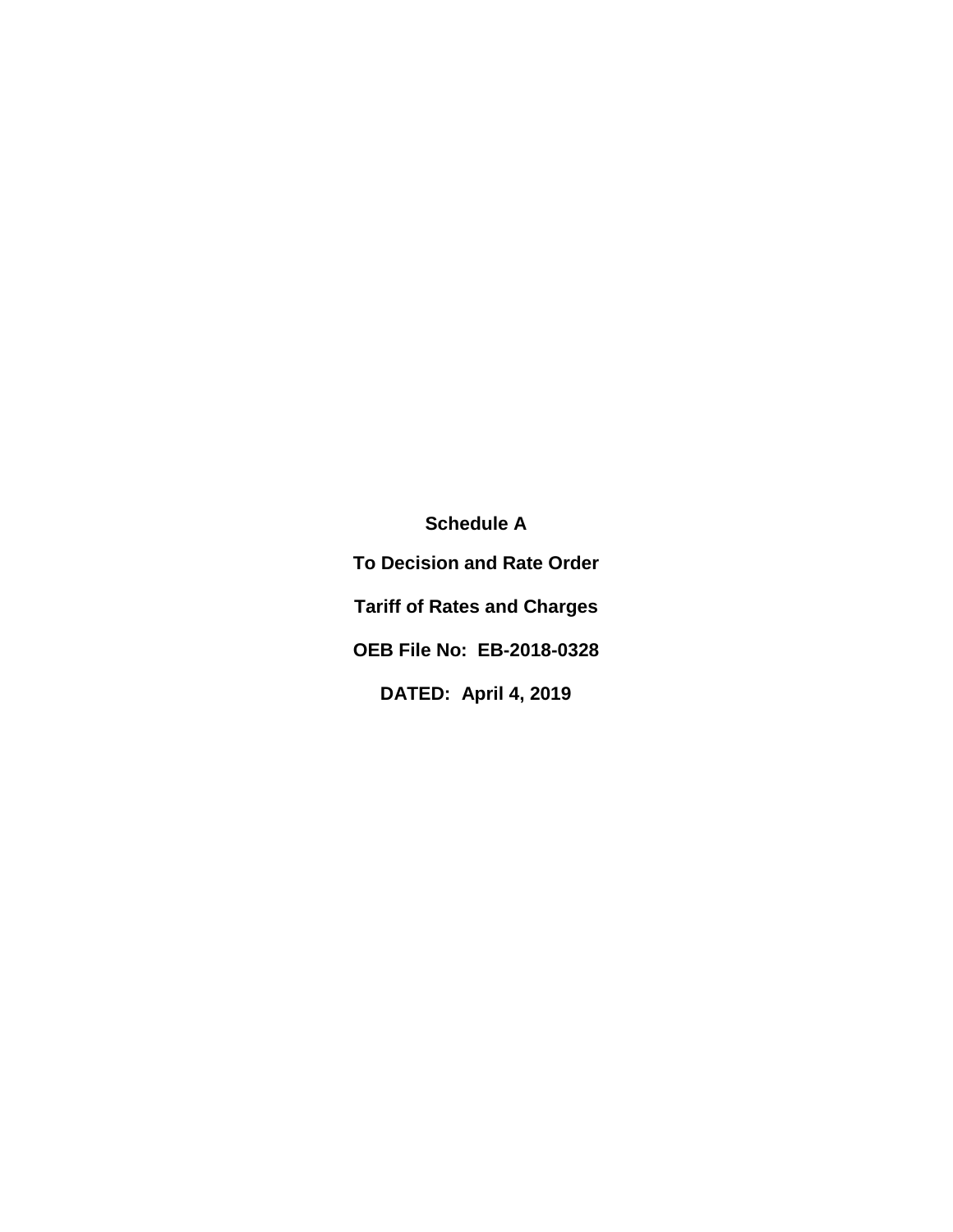**Schedule A**

**To Decision and Rate Order**

**Tariff of Rates and Charges**

**OEB File No:  EB-2018-0328**

**DATED:  April 4, 2019**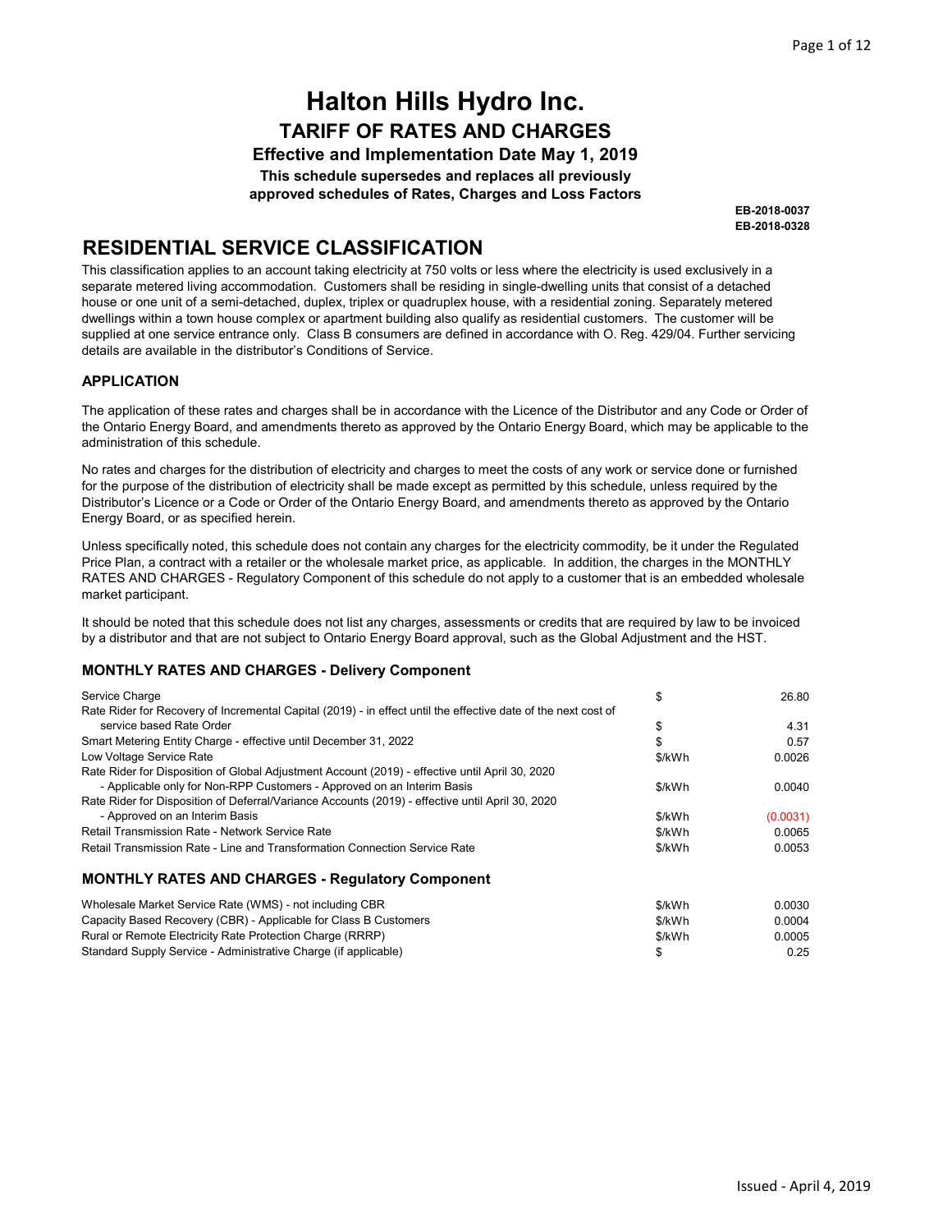# Halton Hills Hydro Inc.

## TARIFF OF RATES AND CHARGES

**Effective and Implementation Date May 1, 2019**

**This schedule supersedes and replaces all previously approved schedules of Rates, Charges and Loss Factors**

**EB-2018-0037**
**EB-2018-0328**

## RESIDENTIAL SERVICE CLASSIFICATION

This classification applies to an account taking electricity at 750 volts or less where the electricity is used exclusively in a separate metered living accommodation. Customers shall be residing in single-dwelling units that consist of a detached house or one unit of a semi-detached, duplex, triplex or quadruplex house, with a residential zoning. Separately metered dwellings within a town house complex or apartment building also qualify as residential customers. The customer will be supplied at one service entrance only. Class B consumers are defined in accordance with O. Reg. 429/04. Further servicing details are available in the distributor's Conditions of Service.

### APPLICATION

The application of these rates and charges shall be in accordance with the Licence of the Distributor and any Code or Order of the Ontario Energy Board, and amendments thereto as approved by the Ontario Energy Board, which may be applicable to the administration of this schedule.

No rates and charges for the distribution of electricity and charges to meet the costs of any work or service done or furnished for the purpose of the distribution of electricity shall be made except as permitted by this schedule, unless required by the Distributor's Licence or a Code or Order of the Ontario Energy Board, and amendments thereto as approved by the Ontario Energy Board, or as specified herein.

Unless specifically noted, this schedule does not contain any charges for the electricity commodity, be it under the Regulated Price Plan, a contract with a retailer or the wholesale market price, as applicable. In addition, the charges in the MONTHLY RATES AND CHARGES - Regulatory Component of this schedule do not apply to a customer that is an embedded wholesale market participant.

It should be noted that this schedule does not list any charges, assessments or credits that are required by law to be invoiced by a distributor and that are not subject to Ontario Energy Board approval, such as the Global Adjustment and the HST.

### MONTHLY RATES AND CHARGES - Delivery Component

| | | |
|---|---|---|
| Service Charge | $ | 26.80 |
| Rate Rider for Recovery of Incremental Capital (2019) - in effect until the effective date of the next cost of service based Rate Order | $ | 4.31 |
| Smart Metering Entity Charge - effective until December 31, 2022 | $ | 0.57 |
| Low Voltage Service Rate | $/kWh | 0.0026 |
| Rate Rider for Disposition of Global Adjustment Account (2019) - effective until April 30, 2020 - Applicable only for Non-RPP Customers - Approved on an Interim Basis | $/kWh | 0.0040 |
| Rate Rider for Disposition of Deferral/Variance Accounts (2019) - effective until April 30, 2020 - Approved on an Interim Basis | $/kWh | (0.0031) |
| Retail Transmission Rate - Network Service Rate | $/kWh | 0.0065 |
| Retail Transmission Rate - Line and Transformation Connection Service Rate | $/kWh | 0.0053 |

### MONTHLY RATES AND CHARGES - Regulatory Component

| | | |
|---|---|---|
| Wholesale Market Service Rate (WMS) - not including CBR | $/kWh | 0.0030 |
| Capacity Based Recovery (CBR) - Applicable for Class B Customers | $/kWh | 0.0004 |
| Rural or Remote Electricity Rate Protection Charge (RRRP) | $/kWh | 0.0005 |
| Standard Supply Service - Administrative Charge (if applicable) | $ | 0.25 |

Issued - April 4, 2019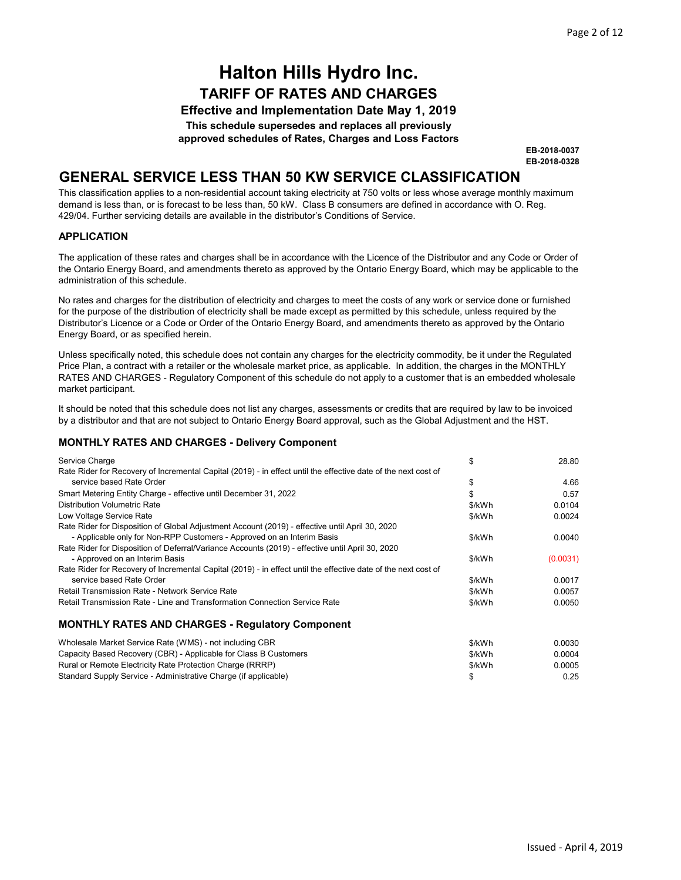# Halton Hills Hydro Inc.

## TARIFF OF RATES AND CHARGES

**Effective and Implementation Date May 1, 2019**

**This schedule supersedes and replaces all previously approved schedules of Rates, Charges and Loss Factors**

**EB-2018-0037**
**EB-2018-0328**

## GENERAL SERVICE LESS THAN 50 KW SERVICE CLASSIFICATION

This classification applies to a non-residential account taking electricity at 750 volts or less whose average monthly maximum demand is less than, or is forecast to be less than, 50 kW. Class B consumers are defined in accordance with O. Reg. 429/04. Further servicing details are available in the distributor's Conditions of Service.

### APPLICATION

The application of these rates and charges shall be in accordance with the Licence of the Distributor and any Code or Order of the Ontario Energy Board, and amendments thereto as approved by the Ontario Energy Board, which may be applicable to the administration of this schedule.

No rates and charges for the distribution of electricity and charges to meet the costs of any work or service done or furnished for the purpose of the distribution of electricity shall be made except as permitted by this schedule, unless required by the Distributor's Licence or a Code or Order of the Ontario Energy Board, and amendments thereto as approved by the Ontario Energy Board, or as specified herein.

Unless specifically noted, this schedule does not contain any charges for the electricity commodity, be it under the Regulated Price Plan, a contract with a retailer or the wholesale market price, as applicable. In addition, the charges in the MONTHLY RATES AND CHARGES - Regulatory Component of this schedule do not apply to a customer that is an embedded wholesale market participant.

It should be noted that this schedule does not list any charges, assessments or credits that are required by law to be invoiced by a distributor and that are not subject to Ontario Energy Board approval, such as the Global Adjustment and the HST.

### MONTHLY RATES AND CHARGES - Delivery Component

| Charge | Unit | Rate |
|---|---|---|
| Service Charge | $ | 28.80 |
| Rate Rider for Recovery of Incremental Capital (2019) - in effect until the effective date of the next cost of service based Rate Order | $ | 4.66 |
| Smart Metering Entity Charge - effective until December 31, 2022 | $ | 0.57 |
| Distribution Volumetric Rate | $/kWh | 0.0104 |
| Low Voltage Service Rate | $/kWh | 0.0024 |
| Rate Rider for Disposition of Global Adjustment Account (2019) - effective until April 30, 2020 - Applicable only for Non-RPP Customers - Approved on an Interim Basis | $/kWh | 0.0040 |
| Rate Rider for Disposition of Deferral/Variance Accounts (2019) - effective until April 30, 2020 - Approved on an Interim Basis | $/kWh | (0.0031) |
| Rate Rider for Recovery of Incremental Capital (2019) - in effect until the effective date of the next cost of service based Rate Order | $/kWh | 0.0017 |
| Retail Transmission Rate - Network Service Rate | $/kWh | 0.0057 |
| Retail Transmission Rate - Line and Transformation Connection Service Rate | $/kWh | 0.0050 |

### MONTHLY RATES AND CHARGES - Regulatory Component

| Charge | Unit | Rate |
|---|---|---|
| Wholesale Market Service Rate (WMS) - not including CBR | $/kWh | 0.0030 |
| Capacity Based Recovery (CBR) - Applicable for Class B Customers | $/kWh | 0.0004 |
| Rural or Remote Electricity Rate Protection Charge (RRRP) | $/kWh | 0.0005 |
| Standard Supply Service - Administrative Charge (if applicable) | $ | 0.25 |

Issued - April 4, 2019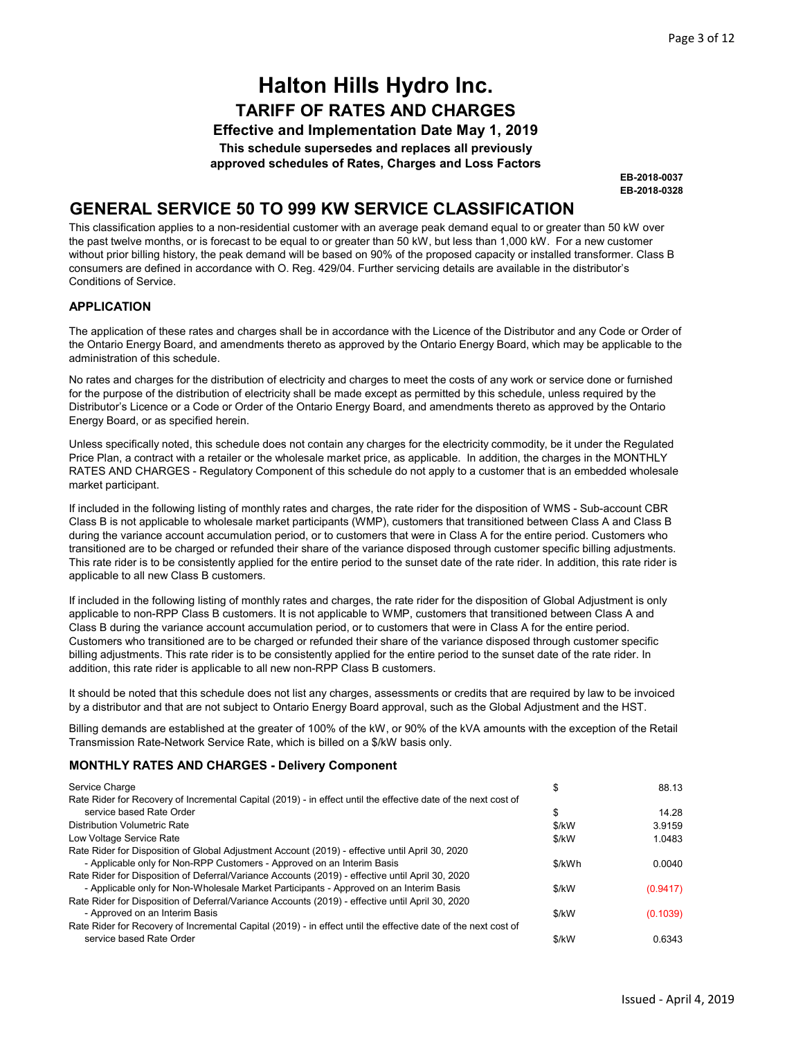# Halton Hills Hydro Inc.

## TARIFF OF RATES AND CHARGES

**Effective and Implementation Date May 1, 2019**

**This schedule supersedes and replaces all previously approved schedules of Rates, Charges and Loss Factors**

**EB-2018-0037**
**EB-2018-0328**

## GENERAL SERVICE 50 TO 999 KW SERVICE CLASSIFICATION

This classification applies to a non-residential customer with an average peak demand equal to or greater than 50 kW over the past twelve months, or is forecast to be equal to or greater than 50 kW, but less than 1,000 kW. For a new customer without prior billing history, the peak demand will be based on 90% of the proposed capacity or installed transformer. Class B consumers are defined in accordance with O. Reg. 429/04. Further servicing details are available in the distributor's Conditions of Service.

### APPLICATION

The application of these rates and charges shall be in accordance with the Licence of the Distributor and any Code or Order of the Ontario Energy Board, and amendments thereto as approved by the Ontario Energy Board, which may be applicable to the administration of this schedule.

No rates and charges for the distribution of electricity and charges to meet the costs of any work or service done or furnished for the purpose of the distribution of electricity shall be made except as permitted by this schedule, unless required by the Distributor's Licence or a Code or Order of the Ontario Energy Board, and amendments thereto as approved by the Ontario Energy Board, or as specified herein.

Unless specifically noted, this schedule does not contain any charges for the electricity commodity, be it under the Regulated Price Plan, a contract with a retailer or the wholesale market price, as applicable. In addition, the charges in the MONTHLY RATES AND CHARGES - Regulatory Component of this schedule do not apply to a customer that is an embedded wholesale market participant.

If included in the following listing of monthly rates and charges, the rate rider for the disposition of WMS - Sub-account CBR Class B is not applicable to wholesale market participants (WMP), customers that transitioned between Class A and Class B during the variance account accumulation period, or to customers that were in Class A for the entire period. Customers who transitioned are to be charged or refunded their share of the variance disposed through customer specific billing adjustments. This rate rider is to be consistently applied for the entire period to the sunset date of the rate rider. In addition, this rate rider is applicable to all new Class B customers.

If included in the following listing of monthly rates and charges, the rate rider for the disposition of Global Adjustment is only applicable to non-RPP Class B customers. It is not applicable to WMP, customers that transitioned between Class A and Class B during the variance account accumulation period, or to customers that were in Class A for the entire period. Customers who transitioned are to be charged or refunded their share of the variance disposed through customer specific billing adjustments. This rate rider is to be consistently applied for the entire period to the sunset date of the rate rider. In addition, this rate rider is applicable to all new non-RPP Class B customers.

It should be noted that this schedule does not list any charges, assessments or credits that are required by law to be invoiced by a distributor and that are not subject to Ontario Energy Board approval, such as the Global Adjustment and the HST.

Billing demands are established at the greater of 100% of the kW, or 90% of the kVA amounts with the exception of the Retail Transmission Rate-Network Service Rate, which is billed on a $/kW basis only.

### MONTHLY RATES AND CHARGES - Delivery Component

| Description | Unit | Rate |
|---|---|---|
| Service Charge | $ | 88.13 |
| Rate Rider for Recovery of Incremental Capital (2019) - in effect until the effective date of the next cost of service based Rate Order | $ | 14.28 |
| Distribution Volumetric Rate | $/kW | 3.9159 |
| Low Voltage Service Rate | $/kW | 1.0483 |
| Rate Rider for Disposition of Global Adjustment Account (2019) - effective until April 30, 2020 - Applicable only for Non-RPP Customers - Approved on an Interim Basis | $/kWh | 0.0040 |
| Rate Rider for Disposition of Deferral/Variance Accounts (2019) - effective until April 30, 2020 - Applicable only for Non-Wholesale Market Participants - Approved on an Interim Basis | $/kW | (0.9417) |
| Rate Rider for Disposition of Deferral/Variance Accounts (2019) - effective until April 30, 2020 - Approved on an Interim Basis | $/kW | (0.1039) |
| Rate Rider for Recovery of Incremental Capital (2019) - in effect until the effective date of the next cost of service based Rate Order | $/kW | 0.6343 |

Issued - April 4, 2019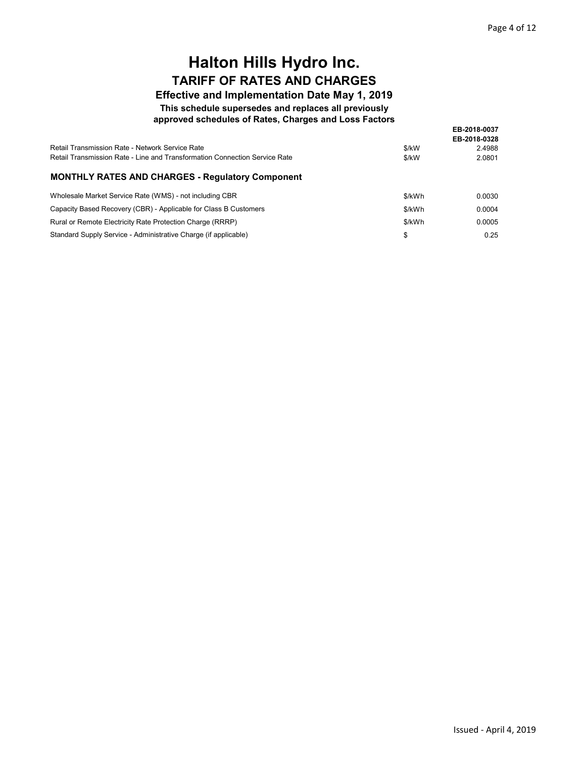# Halton Hills Hydro Inc.

## TARIFF OF RATES AND CHARGES

### Effective and Implementation Date May 1, 2019

**This schedule supersedes and replaces all previously approved schedules of Rates, Charges and Loss Factors**

**EB-2018-0037**
**EB-2018-0328**

| | | |
|---|---|---|
| Retail Transmission Rate - Network Service Rate | $/kW | 2.4988 |
| Retail Transmission Rate - Line and Transformation Connection Service Rate | $/kW | 2.0801 |

### MONTHLY RATES AND CHARGES - Regulatory Component

| | | |
|---|---|---|
| Wholesale Market Service Rate (WMS) - not including CBR | $/kWh | 0.0030 |
| Capacity Based Recovery (CBR) - Applicable for Class B Customers | $/kWh | 0.0004 |
| Rural or Remote Electricity Rate Protection Charge (RRRP) | $/kWh | 0.0005 |
| Standard Supply Service - Administrative Charge (if applicable) | $ | 0.25 |

Issued - April 4, 2019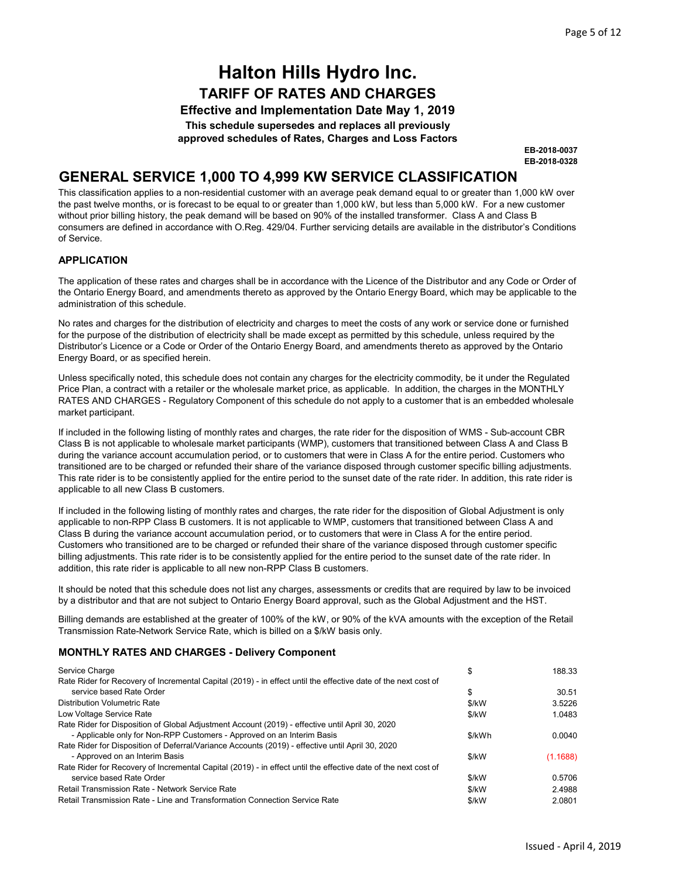# Halton Hills Hydro Inc.

## TARIFF OF RATES AND CHARGES

**Effective and Implementation Date May 1, 2019**

**This schedule supersedes and replaces all previously approved schedules of Rates, Charges and Loss Factors**

**EB-2018-0037**
**EB-2018-0328**

## GENERAL SERVICE 1,000 TO 4,999 KW SERVICE CLASSIFICATION

This classification applies to a non-residential customer with an average peak demand equal to or greater than 1,000 kW over the past twelve months, or is forecast to be equal to or greater than 1,000 kW, but less than 5,000 kW. For a new customer without prior billing history, the peak demand will be based on 90% of the installed transformer. Class A and Class B consumers are defined in accordance with O.Reg. 429/04. Further servicing details are available in the distributor's Conditions of Service.

### APPLICATION

The application of these rates and charges shall be in accordance with the Licence of the Distributor and any Code or Order of the Ontario Energy Board, and amendments thereto as approved by the Ontario Energy Board, which may be applicable to the administration of this schedule.

No rates and charges for the distribution of electricity and charges to meet the costs of any work or service done or furnished for the purpose of the distribution of electricity shall be made except as permitted by this schedule, unless required by the Distributor's Licence or a Code or Order of the Ontario Energy Board, and amendments thereto as approved by the Ontario Energy Board, or as specified herein.

Unless specifically noted, this schedule does not contain any charges for the electricity commodity, be it under the Regulated Price Plan, a contract with a retailer or the wholesale market price, as applicable. In addition, the charges in the MONTHLY RATES AND CHARGES - Regulatory Component of this schedule do not apply to a customer that is an embedded wholesale market participant.

If included in the following listing of monthly rates and charges, the rate rider for the disposition of WMS - Sub-account CBR Class B is not applicable to wholesale market participants (WMP), customers that transitioned between Class A and Class B during the variance account accumulation period, or to customers that were in Class A for the entire period. Customers who transitioned are to be charged or refunded their share of the variance disposed through customer specific billing adjustments. This rate rider is to be consistently applied for the entire period to the sunset date of the rate rider. In addition, this rate rider is applicable to all new Class B customers.

If included in the following listing of monthly rates and charges, the rate rider for the disposition of Global Adjustment is only applicable to non-RPP Class B customers. It is not applicable to WMP, customers that transitioned between Class A and Class B during the variance account accumulation period, or to customers that were in Class A for the entire period. Customers who transitioned are to be charged or refunded their share of the variance disposed through customer specific billing adjustments. This rate rider is to be consistently applied for the entire period to the sunset date of the rate rider. In addition, this rate rider is applicable to all new non-RPP Class B customers.

It should be noted that this schedule does not list any charges, assessments or credits that are required by law to be invoiced by a distributor and that are not subject to Ontario Energy Board approval, such as the Global Adjustment and the HST.

Billing demands are established at the greater of 100% of the kW, or 90% of the kVA amounts with the exception of the Retail Transmission Rate-Network Service Rate, which is billed on a $/kW basis only.

### MONTHLY RATES AND CHARGES - Delivery Component

| | | |
|---|---|---|
| Service Charge | $ | 188.33 |
| Rate Rider for Recovery of Incremental Capital (2019) - in effect until the effective date of the next cost of service based Rate Order | $ | 30.51 |
| Distribution Volumetric Rate | $/kW | 3.5226 |
| Low Voltage Service Rate | $/kW | 1.0483 |
| Rate Rider for Disposition of Global Adjustment Account (2019) - effective until April 30, 2020 - Applicable only for Non-RPP Customers - Approved on an Interim Basis | $/kWh | 0.0040 |
| Rate Rider for Disposition of Deferral/Variance Accounts (2019) - effective until April 30, 2020 - Approved on an Interim Basis | $/kW | (1.1688) |
| Rate Rider for Recovery of Incremental Capital (2019) - in effect until the effective date of the next cost of service based Rate Order | $/kW | 0.5706 |
| Retail Transmission Rate - Network Service Rate | $/kW | 2.4988 |
| Retail Transmission Rate - Line and Transformation Connection Service Rate | $/kW | 2.0801 |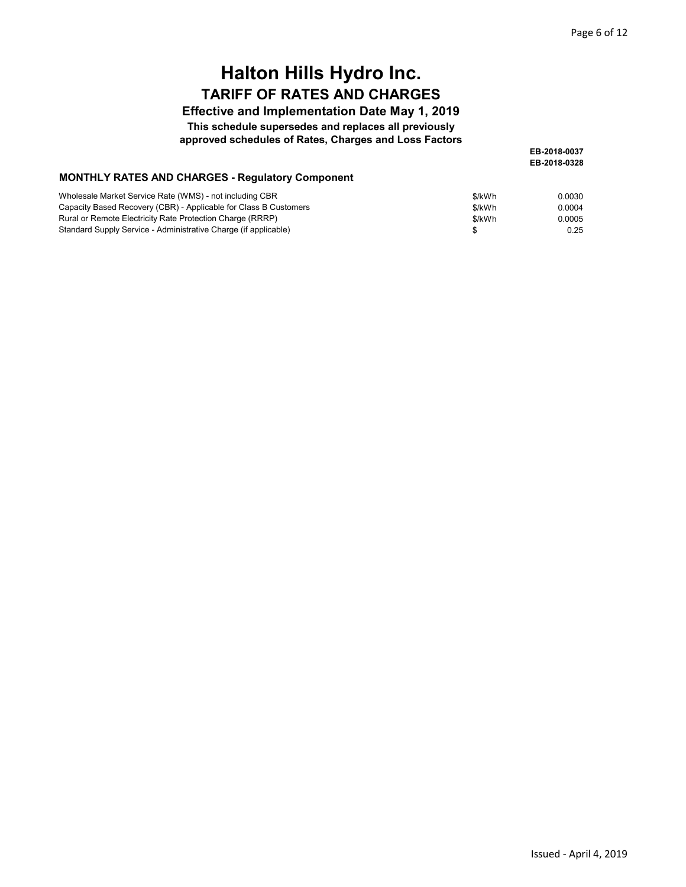# Halton Hills Hydro Inc.

## TARIFF OF RATES AND CHARGES

**Effective and Implementation Date May 1, 2019**

**This schedule supersedes and replaces all previously approved schedules of Rates, Charges and Loss Factors**

**EB-2018-0037**
**EB-2018-0328**

### MONTHLY RATES AND CHARGES - Regulatory Component

| | | |
|---|---|---|
| Wholesale Market Service Rate (WMS) - not including CBR | $/kWh | 0.0030 |
| Capacity Based Recovery (CBR) - Applicable for Class B Customers | $/kWh | 0.0004 |
| Rural or Remote Electricity Rate Protection Charge (RRRP) | $/kWh | 0.0005 |
| Standard Supply Service - Administrative Charge (if applicable) | $ | 0.25 |

Issued - April 4, 2019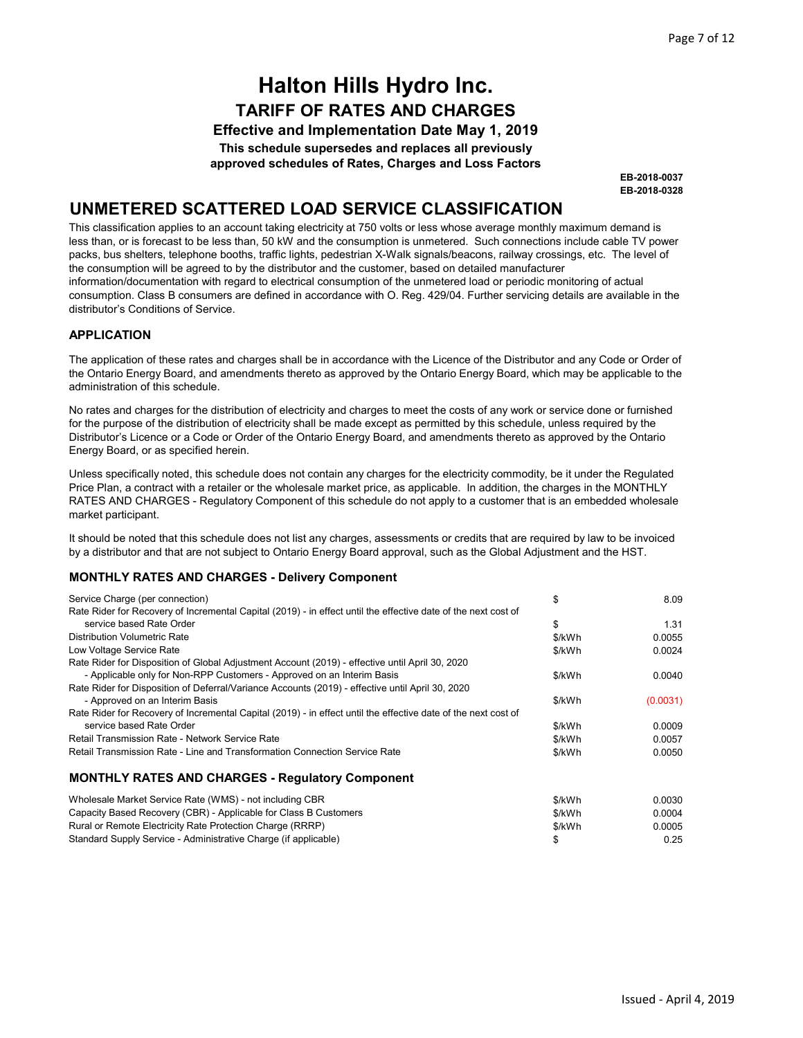# Halton Hills Hydro Inc.

## TARIFF OF RATES AND CHARGES

**Effective and Implementation Date May 1, 2019**

**This schedule supersedes and replaces all previously approved schedules of Rates, Charges and Loss Factors**

**EB-2018-0037**
**EB-2018-0328**

## UNMETERED SCATTERED LOAD SERVICE CLASSIFICATION

This classification applies to an account taking electricity at 750 volts or less whose average monthly maximum demand is less than, or is forecast to be less than, 50 kW and the consumption is unmetered. Such connections include cable TV power packs, bus shelters, telephone booths, traffic lights, pedestrian X-Walk signals/beacons, railway crossings, etc. The level of the consumption will be agreed to by the distributor and the customer, based on detailed manufacturer information/documentation with regard to electrical consumption of the unmetered load or periodic monitoring of actual consumption. Class B consumers are defined in accordance with O. Reg. 429/04. Further servicing details are available in the distributor's Conditions of Service.

### APPLICATION

The application of these rates and charges shall be in accordance with the Licence of the Distributor and any Code or Order of the Ontario Energy Board, and amendments thereto as approved by the Ontario Energy Board, which may be applicable to the administration of this schedule.

No rates and charges for the distribution of electricity and charges to meet the costs of any work or service done or furnished for the purpose of the distribution of electricity shall be made except as permitted by this schedule, unless required by the Distributor's Licence or a Code or Order of the Ontario Energy Board, and amendments thereto as approved by the Ontario Energy Board, or as specified herein.

Unless specifically noted, this schedule does not contain any charges for the electricity commodity, be it under the Regulated Price Plan, a contract with a retailer or the wholesale market price, as applicable. In addition, the charges in the MONTHLY RATES AND CHARGES - Regulatory Component of this schedule do not apply to a customer that is an embedded wholesale market participant.

It should be noted that this schedule does not list any charges, assessments or credits that are required by law to be invoiced by a distributor and that are not subject to Ontario Energy Board approval, such as the Global Adjustment and the HST.

### MONTHLY RATES AND CHARGES - Delivery Component

| Charge | Unit | Rate |
|---|---|---|
| Service Charge (per connection) | $ | 8.09 |
| Rate Rider for Recovery of Incremental Capital (2019) - in effect until the effective date of the next cost of service based Rate Order | $ | 1.31 |
| Distribution Volumetric Rate | $/kWh | 0.0055 |
| Low Voltage Service Rate | $/kWh | 0.0024 |
| Rate Rider for Disposition of Global Adjustment Account (2019) - effective until April 30, 2020 - Applicable only for Non-RPP Customers - Approved on an Interim Basis | $/kWh | 0.0040 |
| Rate Rider for Disposition of Deferral/Variance Accounts (2019) - effective until April 30, 2020 - Approved on an Interim Basis | $/kWh | (0.0031) |
| Rate Rider for Recovery of Incremental Capital (2019) - in effect until the effective date of the next cost of service based Rate Order | $/kWh | 0.0009 |
| Retail Transmission Rate - Network Service Rate | $/kWh | 0.0057 |
| Retail Transmission Rate - Line and Transformation Connection Service Rate | $/kWh | 0.0050 |

### MONTHLY RATES AND CHARGES - Regulatory Component

| Charge | Unit | Rate |
|---|---|---|
| Wholesale Market Service Rate (WMS) - not including CBR | $/kWh | 0.0030 |
| Capacity Based Recovery (CBR) - Applicable for Class B Customers | $/kWh | 0.0004 |
| Rural or Remote Electricity Rate Protection Charge (RRRP) | $/kWh | 0.0005 |
| Standard Supply Service - Administrative Charge (if applicable) | $ | 0.25 |

Issued - April 4, 2019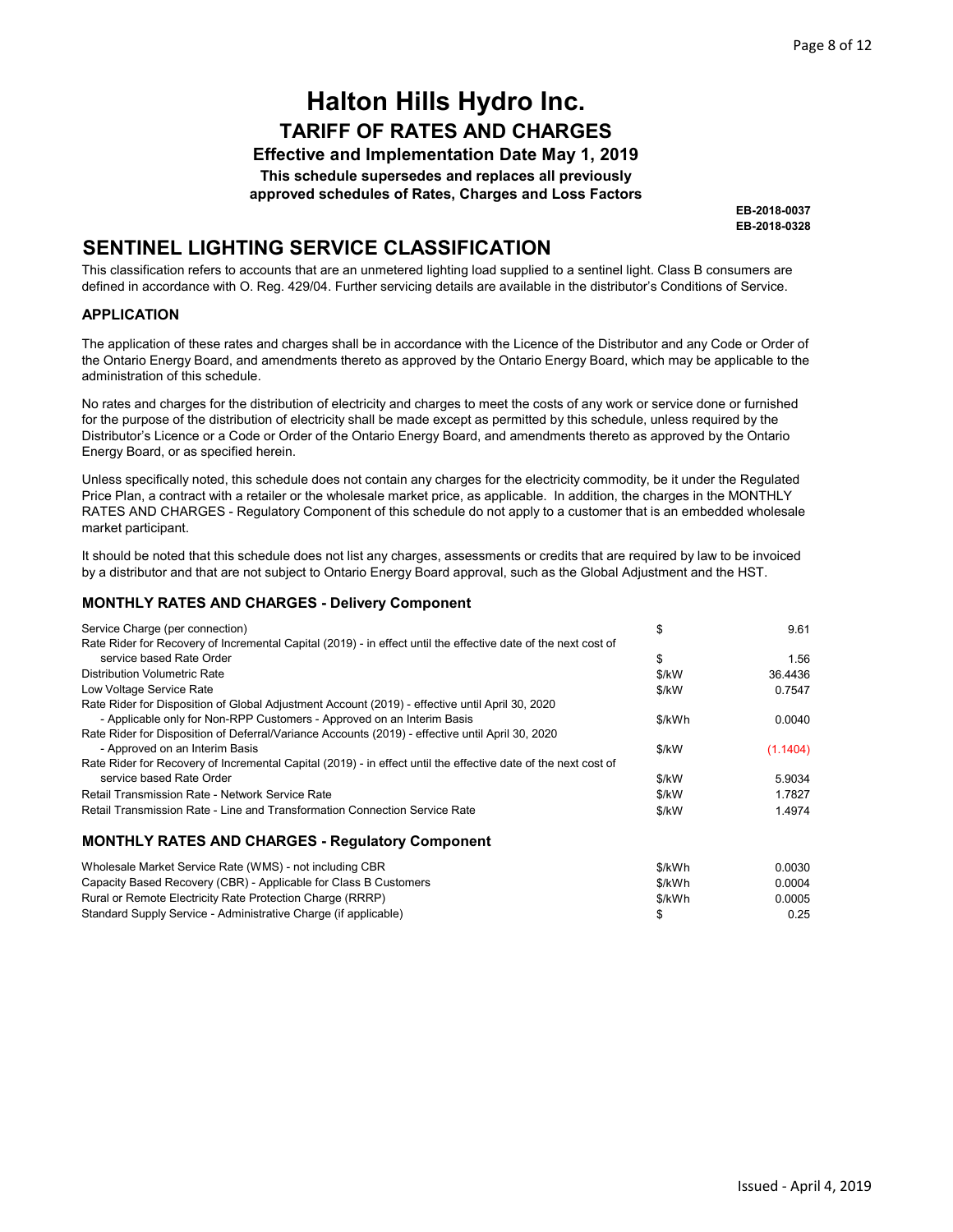# Halton Hills Hydro Inc.

## TARIFF OF RATES AND CHARGES

**Effective and Implementation Date May 1, 2019**

**This schedule supersedes and replaces all previously approved schedules of Rates, Charges and Loss Factors**

**EB-2018-0037**
**EB-2018-0328**

## SENTINEL LIGHTING SERVICE CLASSIFICATION

This classification refers to accounts that are an unmetered lighting load supplied to a sentinel light. Class B consumers are defined in accordance with O. Reg. 429/04. Further servicing details are available in the distributor's Conditions of Service.

### APPLICATION

The application of these rates and charges shall be in accordance with the Licence of the Distributor and any Code or Order of the Ontario Energy Board, and amendments thereto as approved by the Ontario Energy Board, which may be applicable to the administration of this schedule.

No rates and charges for the distribution of electricity and charges to meet the costs of any work or service done or furnished for the purpose of the distribution of electricity shall be made except as permitted by this schedule, unless required by the Distributor's Licence or a Code or Order of the Ontario Energy Board, and amendments thereto as approved by the Ontario Energy Board, or as specified herein.

Unless specifically noted, this schedule does not contain any charges for the electricity commodity, be it under the Regulated Price Plan, a contract with a retailer or the wholesale market price, as applicable. In addition, the charges in the MONTHLY RATES AND CHARGES - Regulatory Component of this schedule do not apply to a customer that is an embedded wholesale market participant.

It should be noted that this schedule does not list any charges, assessments or credits that are required by law to be invoiced by a distributor and that are not subject to Ontario Energy Board approval, such as the Global Adjustment and the HST.

### MONTHLY RATES AND CHARGES - Delivery Component

| Description | Unit | Rate |
|---|---|---|
| Service Charge (per connection) | $ | 9.61 |
| Rate Rider for Recovery of Incremental Capital (2019) - in effect until the effective date of the next cost of service based Rate Order | $ | 1.56 |
| Distribution Volumetric Rate | $/kW | 36.4436 |
| Low Voltage Service Rate | $/kW | 0.7547 |
| Rate Rider for Disposition of Global Adjustment Account (2019) - effective until April 30, 2020 - Applicable only for Non-RPP Customers - Approved on an Interim Basis | $/kWh | 0.0040 |
| Rate Rider for Disposition of Deferral/Variance Accounts (2019) - effective until April 30, 2020 - Approved on an Interim Basis | $/kW | (1.1404) |
| Rate Rider for Recovery of Incremental Capital (2019) - in effect until the effective date of the next cost of service based Rate Order | $/kW | 5.9034 |
| Retail Transmission Rate - Network Service Rate | $/kW | 1.7827 |
| Retail Transmission Rate - Line and Transformation Connection Service Rate | $/kW | 1.4974 |

### MONTHLY RATES AND CHARGES - Regulatory Component

| Description | Unit | Rate |
|---|---|---|
| Wholesale Market Service Rate (WMS) - not including CBR | $/kWh | 0.0030 |
| Capacity Based Recovery (CBR) - Applicable for Class B Customers | $/kWh | 0.0004 |
| Rural or Remote Electricity Rate Protection Charge (RRRP) | $/kWh | 0.0005 |
| Standard Supply Service - Administrative Charge (if applicable) | $ | 0.25 |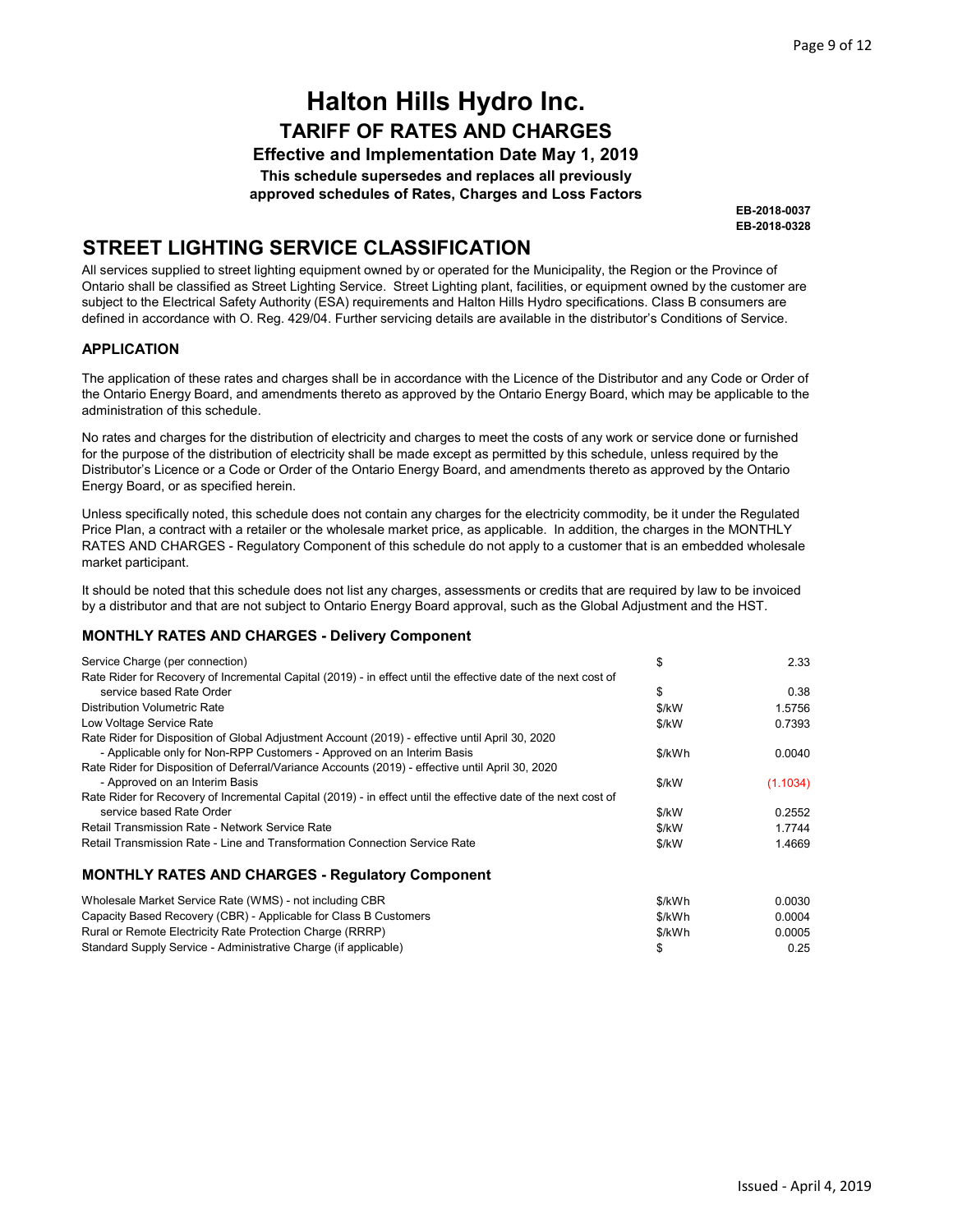# Halton Hills Hydro Inc.

## TARIFF OF RATES AND CHARGES

**Effective and Implementation Date May 1, 2019**

**This schedule supersedes and replaces all previously approved schedules of Rates, Charges and Loss Factors**

**EB-2018-0037**
**EB-2018-0328**

## STREET LIGHTING SERVICE CLASSIFICATION

All services supplied to street lighting equipment owned by or operated for the Municipality, the Region or the Province of Ontario shall be classified as Street Lighting Service. Street Lighting plant, facilities, or equipment owned by the customer are subject to the Electrical Safety Authority (ESA) requirements and Halton Hills Hydro specifications. Class B consumers are defined in accordance with O. Reg. 429/04. Further servicing details are available in the distributor's Conditions of Service.

### APPLICATION

The application of these rates and charges shall be in accordance with the Licence of the Distributor and any Code or Order of the Ontario Energy Board, and amendments thereto as approved by the Ontario Energy Board, which may be applicable to the administration of this schedule.

No rates and charges for the distribution of electricity and charges to meet the costs of any work or service done or furnished for the purpose of the distribution of electricity shall be made except as permitted by this schedule, unless required by the Distributor's Licence or a Code or Order of the Ontario Energy Board, and amendments thereto as approved by the Ontario Energy Board, or as specified herein.

Unless specifically noted, this schedule does not contain any charges for the electricity commodity, be it under the Regulated Price Plan, a contract with a retailer or the wholesale market price, as applicable. In addition, the charges in the MONTHLY RATES AND CHARGES - Regulatory Component of this schedule do not apply to a customer that is an embedded wholesale market participant.

It should be noted that this schedule does not list any charges, assessments or credits that are required by law to be invoiced by a distributor and that are not subject to Ontario Energy Board approval, such as the Global Adjustment and the HST.

### MONTHLY RATES AND CHARGES - Delivery Component

| Description | Unit | Rate |
|---|---|---|
| Service Charge (per connection) | $ | 2.33 |
| Rate Rider for Recovery of Incremental Capital (2019) - in effect until the effective date of the next cost of service based Rate Order | $ | 0.38 |
| Distribution Volumetric Rate | $/kW | 1.5756 |
| Low Voltage Service Rate | $/kW | 0.7393 |
| Rate Rider for Disposition of Global Adjustment Account (2019) - effective until April 30, 2020 - Applicable only for Non-RPP Customers - Approved on an Interim Basis | $/kWh | 0.0040 |
| Rate Rider for Disposition of Deferral/Variance Accounts (2019) - effective until April 30, 2020 - Approved on an Interim Basis | $/kW | (1.1034) |
| Rate Rider for Recovery of Incremental Capital (2019) - in effect until the effective date of the next cost of service based Rate Order | $/kW | 0.2552 |
| Retail Transmission Rate - Network Service Rate | $/kW | 1.7744 |
| Retail Transmission Rate - Line and Transformation Connection Service Rate | $/kW | 1.4669 |

### MONTHLY RATES AND CHARGES - Regulatory Component

| Description | Unit | Rate |
|---|---|---|
| Wholesale Market Service Rate (WMS) - not including CBR | $/kWh | 0.0030 |
| Capacity Based Recovery (CBR) - Applicable for Class B Customers | $/kWh | 0.0004 |
| Rural or Remote Electricity Rate Protection Charge (RRRP) | $/kWh | 0.0005 |
| Standard Supply Service - Administrative Charge (if applicable) | $ | 0.25 |

Issued - April 4, 2019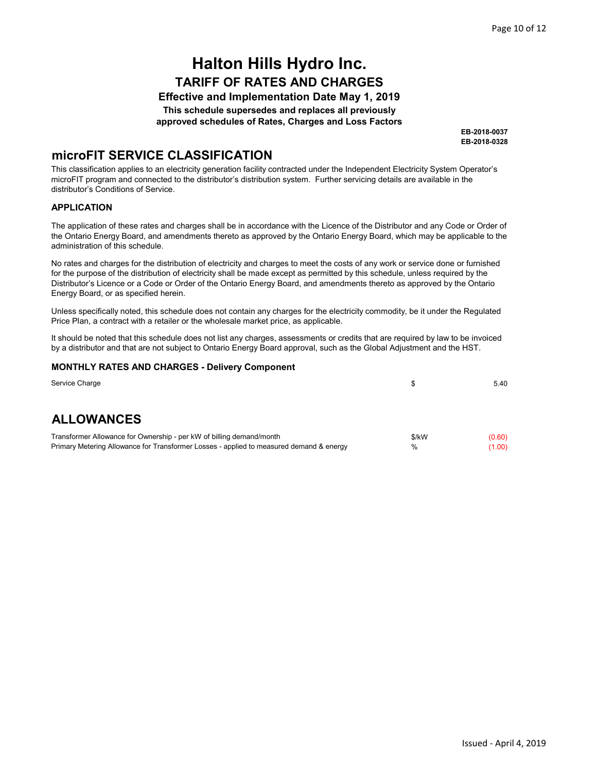# Halton Hills Hydro Inc.

## TARIFF OF RATES AND CHARGES

**Effective and Implementation Date May 1, 2019**

**This schedule supersedes and replaces all previously approved schedules of Rates, Charges and Loss Factors**

**EB-2018-0037**
**EB-2018-0328**

## microFIT SERVICE CLASSIFICATION

This classification applies to an electricity generation facility contracted under the Independent Electricity System Operator's microFIT program and connected to the distributor's distribution system. Further servicing details are available in the distributor's Conditions of Service.

### APPLICATION

The application of these rates and charges shall be in accordance with the Licence of the Distributor and any Code or Order of the Ontario Energy Board, and amendments thereto as approved by the Ontario Energy Board, which may be applicable to the administration of this schedule.

No rates and charges for the distribution of electricity and charges to meet the costs of any work or service done or furnished for the purpose of the distribution of electricity shall be made except as permitted by this schedule, unless required by the Distributor's Licence or a Code or Order of the Ontario Energy Board, and amendments thereto as approved by the Ontario Energy Board, or as specified herein.

Unless specifically noted, this schedule does not contain any charges for the electricity commodity, be it under the Regulated Price Plan, a contract with a retailer or the wholesale market price, as applicable.

It should be noted that this schedule does not list any charges, assessments or credits that are required by law to be invoiced by a distributor and that are not subject to Ontario Energy Board approval, such as the Global Adjustment and the HST.

### MONTHLY RATES AND CHARGES - Delivery Component

| | | |
|---|---|---|
| Service Charge | $ | 5.40 |

## ALLOWANCES

| | | |
|---|---|---|
| Transformer Allowance for Ownership - per kW of billing demand/month | $/kW | (0.60) |
| Primary Metering Allowance for Transformer Losses - applied to measured demand & energy | % | (1.00) |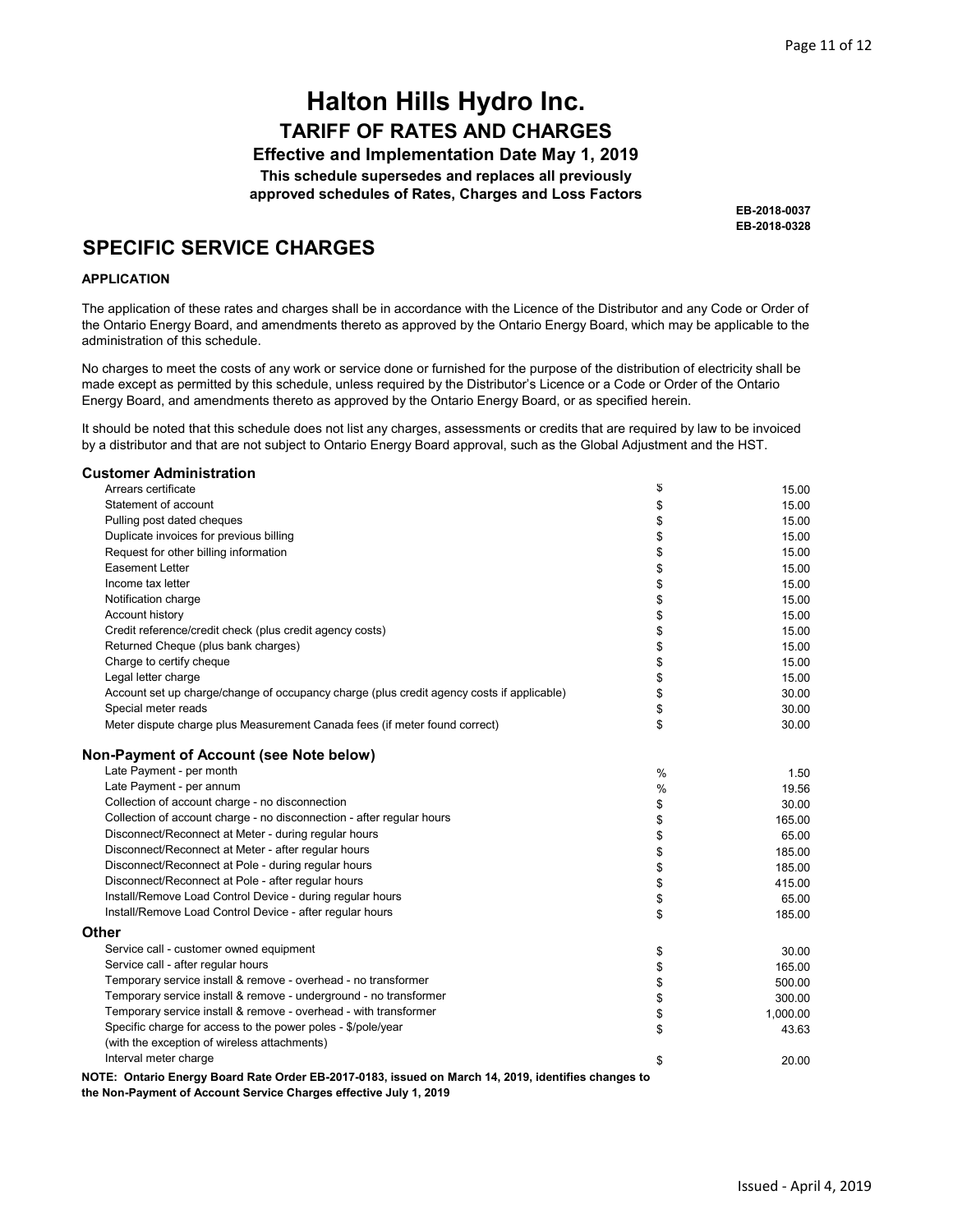# Halton Hills Hydro Inc.

## TARIFF OF RATES AND CHARGES

**Effective and Implementation Date May 1, 2019**

**This schedule supersedes and replaces all previously approved schedules of Rates, Charges and Loss Factors**

**EB-2018-0037**
**EB-2018-0328**

## SPECIFIC SERVICE CHARGES

**APPLICATION**

The application of these rates and charges shall be in accordance with the Licence of the Distributor and any Code or Order of the Ontario Energy Board, and amendments thereto as approved by the Ontario Energy Board, which may be applicable to the administration of this schedule.

No charges to meet the costs of any work or service done or furnished for the purpose of the distribution of electricity shall be made except as permitted by this schedule, unless required by the Distributor's Licence or a Code or Order of the Ontario Energy Board, and amendments thereto as approved by the Ontario Energy Board, or as specified herein.

It should be noted that this schedule does not list any charges, assessments or credits that are required by law to be invoiced by a distributor and that are not subject to Ontario Energy Board approval, such as the Global Adjustment and the HST.

### Customer Administration

| | | |
|---|---|---|
| Arrears certificate | $ | 15.00 |
| Statement of account | $ | 15.00 |
| Pulling post dated cheques | $ | 15.00 |
| Duplicate invoices for previous billing | $ | 15.00 |
| Request for other billing information | $ | 15.00 |
| Easement Letter | $ | 15.00 |
| Income tax letter | $ | 15.00 |
| Notification charge | $ | 15.00 |
| Account history | $ | 15.00 |
| Credit reference/credit check (plus credit agency costs) | $ | 15.00 |
| Returned Cheque (plus bank charges) | $ | 15.00 |
| Charge to certify cheque | $ | 15.00 |
| Legal letter charge | $ | 15.00 |
| Account set up charge/change of occupancy charge (plus credit agency costs if applicable) | $ | 30.00 |
| Special meter reads | $ | 30.00 |
| Meter dispute charge plus Measurement Canada fees (if meter found correct) | $ | 30.00 |

### Non-Payment of Account (see Note below)

| | | |
|---|---|---|
| Late Payment - per month | % | 1.50 |
| Late Payment - per annum | % | 19.56 |
| Collection of account charge - no disconnection | $ | 30.00 |
| Collection of account charge - no disconnection - after regular hours | $ | 165.00 |
| Disconnect/Reconnect at Meter - during regular hours | $ | 65.00 |
| Disconnect/Reconnect at Meter - after regular hours | $ | 185.00 |
| Disconnect/Reconnect at Pole - during regular hours | $ | 185.00 |
| Disconnect/Reconnect at Pole - after regular hours | $ | 415.00 |
| Install/Remove Load Control Device - during regular hours | $ | 65.00 |
| Install/Remove Load Control Device - after regular hours | $ | 185.00 |

### Other

| | | |
|---|---|---|
| Service call - customer owned equipment | $ | 30.00 |
| Service call - after regular hours | $ | 165.00 |
| Temporary service install & remove - overhead - no transformer | $ | 500.00 |
| Temporary service install & remove - underground - no transformer | $ | 300.00 |
| Temporary service install & remove - overhead - with transformer | $ | 1,000.00 |
| Specific charge for access to the power poles - $/pole/year (with the exception of wireless attachments) | $ | 43.63 |
| Interval meter charge | $ | 20.00 |

**NOTE: Ontario Energy Board Rate Order EB-2017-0183, issued on March 14, 2019, identifies changes to the Non-Payment of Account Service Charges effective July 1, 2019**

Issued - April 4, 2019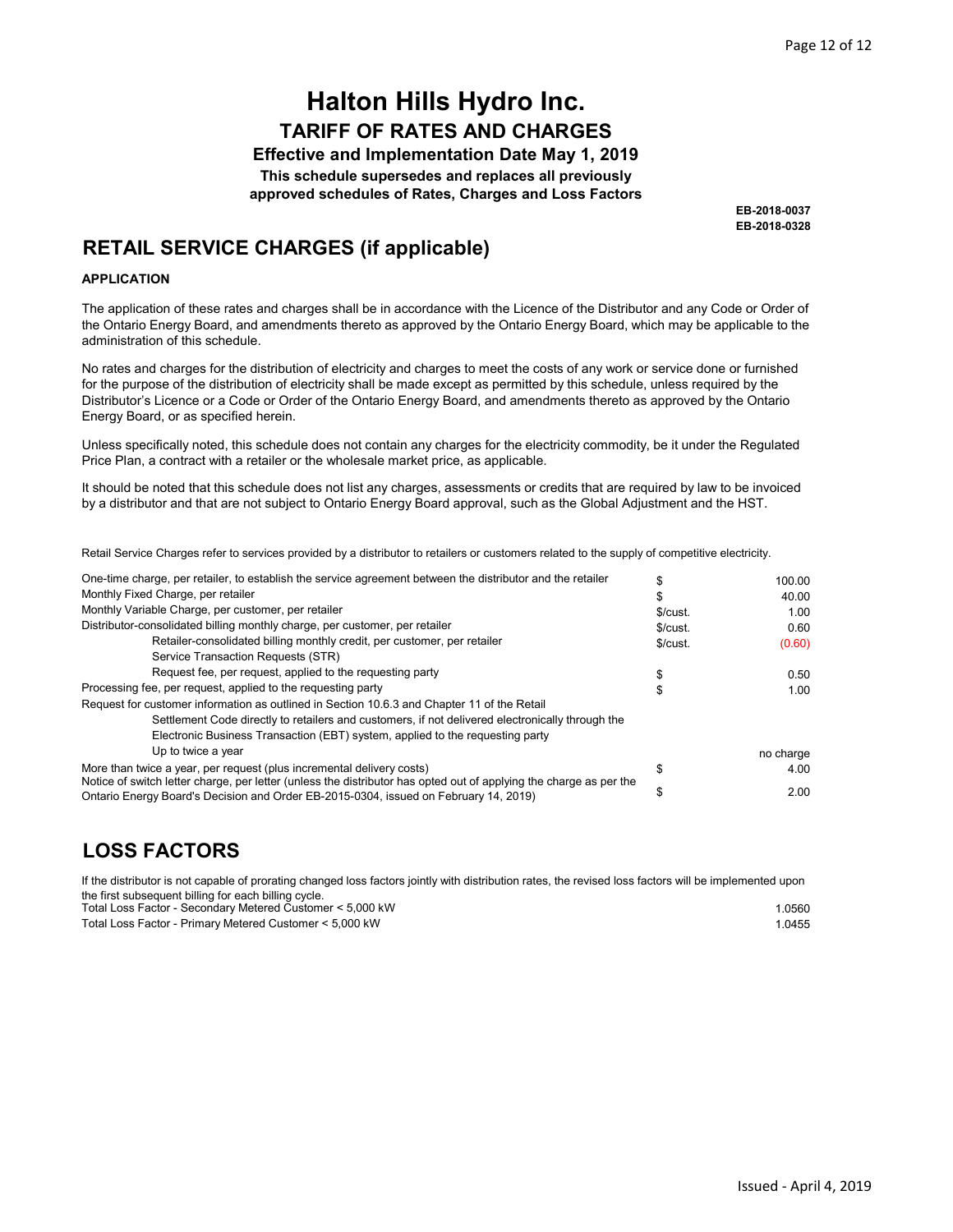# Halton Hills Hydro Inc.

## TARIFF OF RATES AND CHARGES

**Effective and Implementation Date May 1, 2019**

**This schedule supersedes and replaces all previously approved schedules of Rates, Charges and Loss Factors**

**EB-2018-0037**
**EB-2018-0328**

## RETAIL SERVICE CHARGES (if applicable)

**APPLICATION**

The application of these rates and charges shall be in accordance with the Licence of the Distributor and any Code or Order of the Ontario Energy Board, and amendments thereto as approved by the Ontario Energy Board, which may be applicable to the administration of this schedule.

No rates and charges for the distribution of electricity and charges to meet the costs of any work or service done or furnished for the purpose of the distribution of electricity shall be made except as permitted by this schedule, unless required by the Distributor's Licence or a Code or Order of the Ontario Energy Board, and amendments thereto as approved by the Ontario Energy Board, or as specified herein.

Unless specifically noted, this schedule does not contain any charges for the electricity commodity, be it under the Regulated Price Plan, a contract with a retailer or the wholesale market price, as applicable.

It should be noted that this schedule does not list any charges, assessments or credits that are required by law to be invoiced by a distributor and that are not subject to Ontario Energy Board approval, such as the Global Adjustment and the HST.

Retail Service Charges refer to services provided by a distributor to retailers or customers related to the supply of competitive electricity.

| | | |
|---|---|---|
| One-time charge, per retailer, to establish the service agreement between the distributor and the retailer | $ | 100.00 |
| Monthly Fixed Charge, per retailer | $ | 40.00 |
| Monthly Variable Charge, per customer, per retailer | $/cust. | 1.00 |
| Distributor-consolidated billing monthly charge, per customer, per retailer | $/cust. | 0.60 |
| Retailer-consolidated billing monthly credit, per customer, per retailer | $/cust. | (0.60) |
| Service Transaction Requests (STR) | | |
| Request fee, per request, applied to the requesting party | $ | 0.50 |
| Processing fee, per request, applied to the requesting party | $ | 1.00 |
| Request for customer information as outlined in Section 10.6.3 and Chapter 11 of the Retail Settlement Code directly to retailers and customers, if not delivered electronically through the Electronic Business Transaction (EBT) system, applied to the requesting party | | |
| Up to twice a year | | no charge |
| More than twice a year, per request (plus incremental delivery costs) | $ | 4.00 |
| Notice of switch letter charge, per letter (unless the distributor has opted out of applying the charge as per the Ontario Energy Board's Decision and Order EB-2015-0304, issued on February 14, 2019) | $ | 2.00 |

## LOSS FACTORS

If the distributor is not capable of prorating changed loss factors jointly with distribution rates, the revised loss factors will be implemented upon the first subsequent billing for each billing cycle.

| | |
|---|---|
| Total Loss Factor - Secondary Metered Customer < 5,000 kW | 1.0560 |
| Total Loss Factor - Primary Metered Customer < 5,000 kW | 1.0455 |

Issued - April 4, 2019